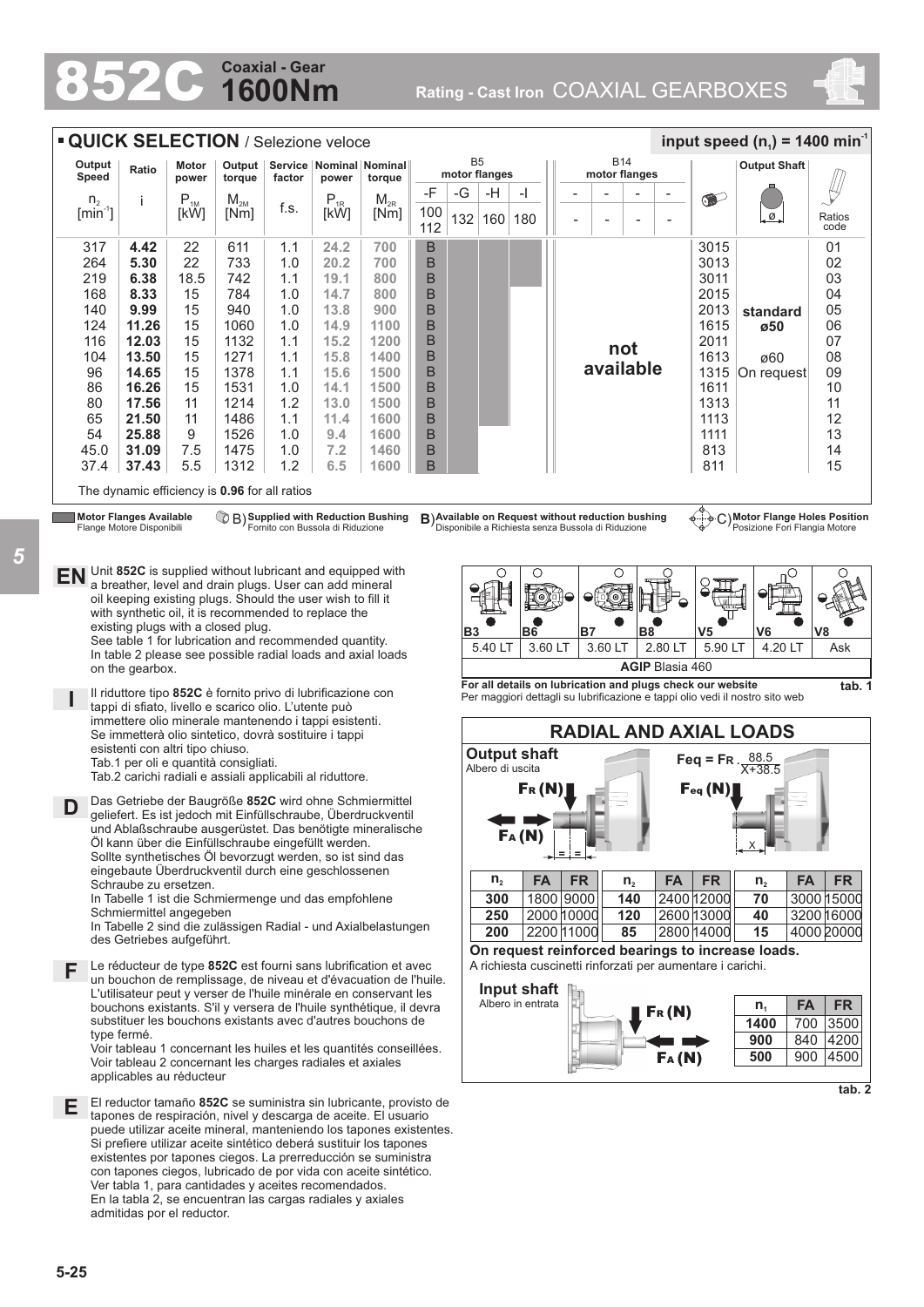# 852C Coaxial - Gear 1600Nm

Rating - Cast Iron COAXIAL GEARBOXES

## QUICK SELECTION / Selezione veloce

input speed ($n_1$) = 1400 min⁻¹

| Output Speed $n_2$ [min⁻¹] | Ratio i | Motor power $P_{1M}$ [kW] | Output torque $M_{2M}$ [Nm] | Service factor f.s. | Nominal power $P_{1R}$ [kW] | Nominal torque $M_{2R}$ [Nm] | B5 motor flanges -F 100 112 | -G 132 | -H 160 | -I 180 | B14 motor flanges - | - | - | - | | Output Shaft | Ratios code |
|---|---|---|---|---|---|---|---|---|---|---|---|---|---|---|---|---|---|
| 317 | **4.42** | 22 | 611 | 1.1 | **24.2** | **700** | B | | | | not available | | | | 3015 | standard ø50 | 01 |
| 264 | **5.30** | 22 | 733 | 1.0 | **20.2** | **700** | B | | | | | | | | 3013 | | 02 |
| 219 | **6.38** | 18.5 | 742 | 1.1 | **19.1** | **800** | B | | | | | | | | 3011 | | 03 |
| 168 | **8.33** | 15 | 784 | 1.0 | **14.7** | **800** | B | | | | | | | | 2015 | | 04 |
| 140 | **9.99** | 15 | 940 | 1.0 | **13.8** | **900** | B | | | | | | | | 2013 | | 05 |
| 124 | **11.26** | 15 | 1060 | 1.0 | **14.9** | **1100** | B | | | | | | | | 1615 | | 06 |
| 116 | **12.03** | 15 | 1132 | 1.1 | **15.2** | **1200** | B | | | | | | | | 2011 | | 07 |
| 104 | **13.50** | 15 | 1271 | 1.1 | **15.8** | **1400** | B | | | | | | | | 1613 | ø60 On request | 08 |
| 96 | **14.65** | 15 | 1378 | 1.1 | **15.6** | **1500** | B | | | | | | | | 1315 | | 09 |
| 86 | **16.26** | 15 | 1531 | 1.0 | **14.1** | **1500** | B | | | | | | | | 1611 | | 10 |
| 80 | **17.56** | 11 | 1214 | 1.2 | **13.0** | **1500** | B | | | | | | | | 1313 | | 11 |
| 65 | **21.50** | 11 | 1486 | 1.1 | **11.4** | **1600** | B | | | | | | | | 1113 | | 12 |
| 54 | **25.88** | 9 | 1526 | 1.0 | **9.4** | **1600** | B | | | | | | | | 1111 | | 13 |
| 45.0 | **31.09** | 7.5 | 1475 | 1.0 | **7.2** | **1460** | B | | | | | | | | 813 | | 14 |
| 37.4 | **37.43** | 5.5 | 1312 | 1.2 | **6.5** | **1600** | B | | | | | | | | 811 | | 15 |

The dynamic efficiency is **0.96** for all ratios

**Motor Flanges Available** / Flange Motore Disponibili — B) **Supplied with Reduction Bushing** / Fornito con Bussola di Riduzione — B) **Available on Request without reduction bushing** / Disponibile a Richiesta senza Bussola di Riduzione — C) **Motor Flange Holes Position** / Posizione Fori Flangia Motore

**EN** Unit **852C** is supplied without lubricant and equipped with a breather, level and drain plugs. User can add mineral oil keeping existing plugs. Should the user wish to fill it with synthetic oil, it is recommended to replace the existing plugs with a closed plug.
See table 1 for lubrication and recommended quantity.
In table 2 please see possible radial loads and axial loads on the gearbox.

**I** Il riduttore tipo **852C** è fornito privo di lubrificazione con tappi di sfiato, livello e scarico olio. L'utente può immettere olio minerale mantenendo i tappi esistenti. Se immetterà olio sintetico, dovrà sostituire i tappi esistenti con altri tipo chiuso.
Tab.1 per oli e quantità consigliati.
Tab.2 carichi radiali e assiali applicabili al riduttore.

**D** Das Getriebe der Baugröße **852C** wird ohne Schmiermittel geliefert. Es ist jedoch mit Einfüllschraube, Überdruckventil und Ablaßschraube ausgerüstet. Das benötigte mineralische Öl kann über die Einfüllschraube eingefüllt werden. Sollte synthetisches Öl bevorzugt werden, so ist sind das eingebaute Überdruckventil durch eine geschlossenen Schraube zu ersetzen.
In Tabelle 1 ist die Schmiermenge und das empfohlene Schmiermittel angegeben
In Tabelle 2 sind die zulässigen Radial - und Axialbelastungen des Getriebes aufgeführt.

**F** Le réducteur de type **852C** est fourni sans lubrification et avec un bouchon de remplissage, de niveau et d'évacuation de l'huile. L'utilisateur peut y verser de l'huile minérale en conservant les bouchons existants. S'il y versera de l'huile synthétique, il devra substituer les bouchons existants avec d'autres bouchons de type fermé.
Voir tableau 1 concernant les huiles et les quantités conseillées.
Voir tableau 2 concernant les charges radiales et axiales applicables au réducteur

**E** El reductor tamaño **852C** se suministra sin lubricante, provisto de tapones de respiración, nivel y descarga de aceite. El usuario puede utilizar aceite mineral, manteniendo los tapones existentes. Si prefiere utilizar aceite sintético deberá sustituir los tapones existentes por tapones ciegos. La prerreducción se suministra con tapones ciegos, lubricado de por vida con aceite sintético.
Ver tabla 1, para cantidades y aceites recomendados.
En la tabla 2, se encuentran las cargas radiales y axiales admitidas por el reductor.

| B3 | B6 | B7 | B8 | V5 | V6 | V8 |
|---|---|---|---|---|---|---|
| 5.40 LT | 3.60 LT | 3.60 LT | 2.80 LT | 5.90 LT | 4.20 LT | Ask |
| **AGIP** Blasia 460 | | | | | | |

**For all details on lubrication and plugs check our website**
Per maggiori dettagli su lubrificazione e tappi olio vedi il nostro sito web

**tab. 1**

## RADIAL AND AXIAL LOADS

**Output shaft** / Albero di uscita

$$F_{eq} = F_R \cdot \frac{88.5}{X+38.5}$$

| $n_2$ | FA | FR | $n_2$ | FA | FR | $n_2$ | FA | FR |
|---|---|---|---|---|---|---|---|---|
| **300** | 1800 | 9000 | **140** | 2400 | 12000 | **70** | 3000 | 15000 |
| **250** | 2000 | 10000 | **120** | 2600 | 13000 | **40** | 3200 | 16000 |
| **200** | 2200 | 11000 | **85** | 2800 | 14000 | **15** | 4000 | 20000 |

**On request reinforced bearings to increase loads.**
A richiesta cuscinetti rinforzati per aumentare i carichi.

**Input shaft** / Albero in entrata

| $n_1$ | FA | FR |
|---|---|---|
| **1400** | 700 | 3500 |
| **900** | 840 | 4200 |
| **500** | 900 | 4500 |

**tab. 2**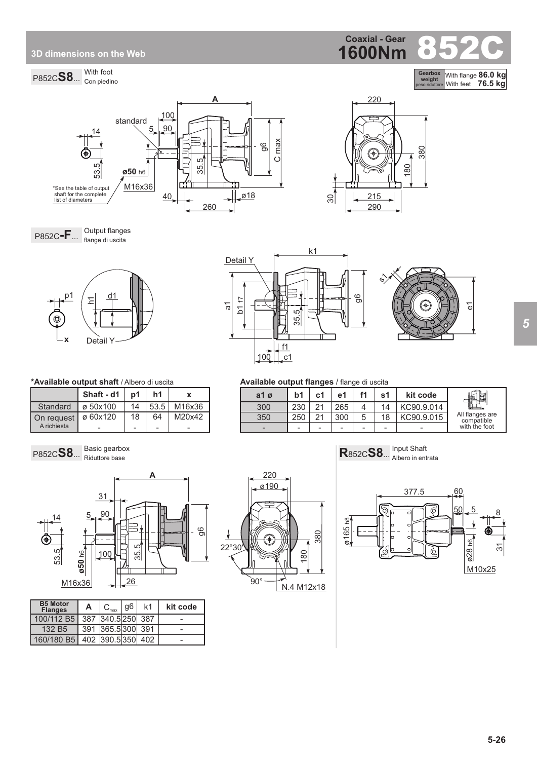3D dimensions on the Web

# Coaxial - Gear 1600Nm 852C

P852C**S8**... With foot / Con piedino

| Gearbox weight / peso riduttore | |
|---|---|
| With flange | **86.0 kg** |
| With feet | **76.5 kg** |

*See the table of output shaft for the complete list of diameters

P852C**-F**... Output flanges / flange di uscita

**\*Available output shaft** / Albero di uscita

| | Shaft - d1 | p1 | h1 | x |
|---|---|---|---|---|
| Standard | ø 50x100 | 14 | 53.5 | M16x36 |
| On request / A richiesta | ø 60x120 | 18 | 64 | M20x42 |
| | - | - | - | - |

**Available output flanges** / flange di uscita

| a1 ø | b1 | c1 | e1 | f1 | s1 | kit code | |
|---|---|---|---|---|---|---|---|
| 300 | 230 | 21 | 265 | 4 | 14 | KC90.9.014 | All flanges are compatible with the foot |
| 350 | 250 | 21 | 300 | 5 | 18 | KC90.9.015 | |
| - | - | - | - | - | - | - | |

P852C**S8**... Basic gearbox / Riduttore base

| B5 Motor Flanges | A | $C_{max}$ | g6 | k1 | kit code |
|---|---|---|---|---|---|
| 100/112 B5 | 387 | 340.5 | 250 | 387 | - |
| 132 B5 | 391 | 365.5 | 300 | 391 | - |
| 160/180 B5 | 402 | 390.5 | 350 | 402 | - |

**R**852C**S8**... Input Shaft / Albero in entrata